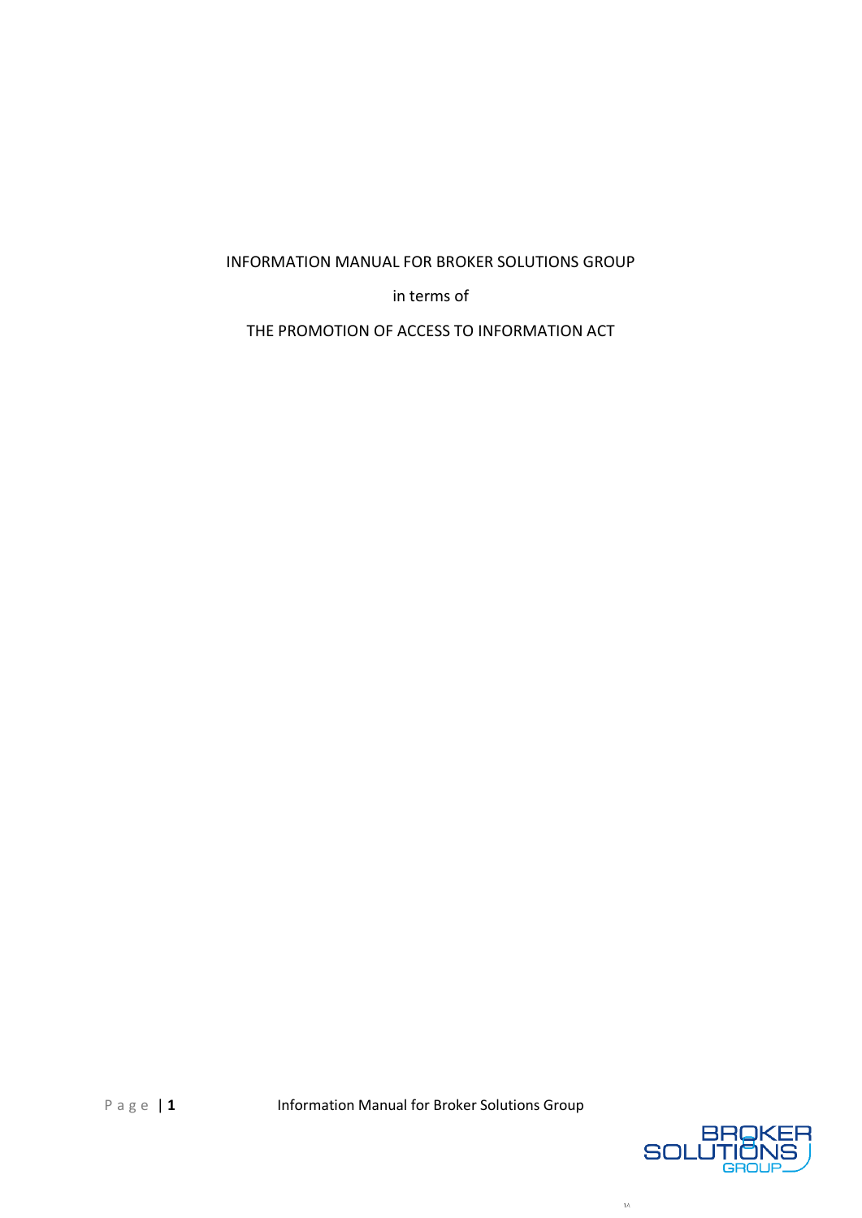# INFORMATION MANUAL FOR BROKER SOLUTIONS GROUP

in terms of

THE PROMOTION OF ACCESS TO INFORMATION ACT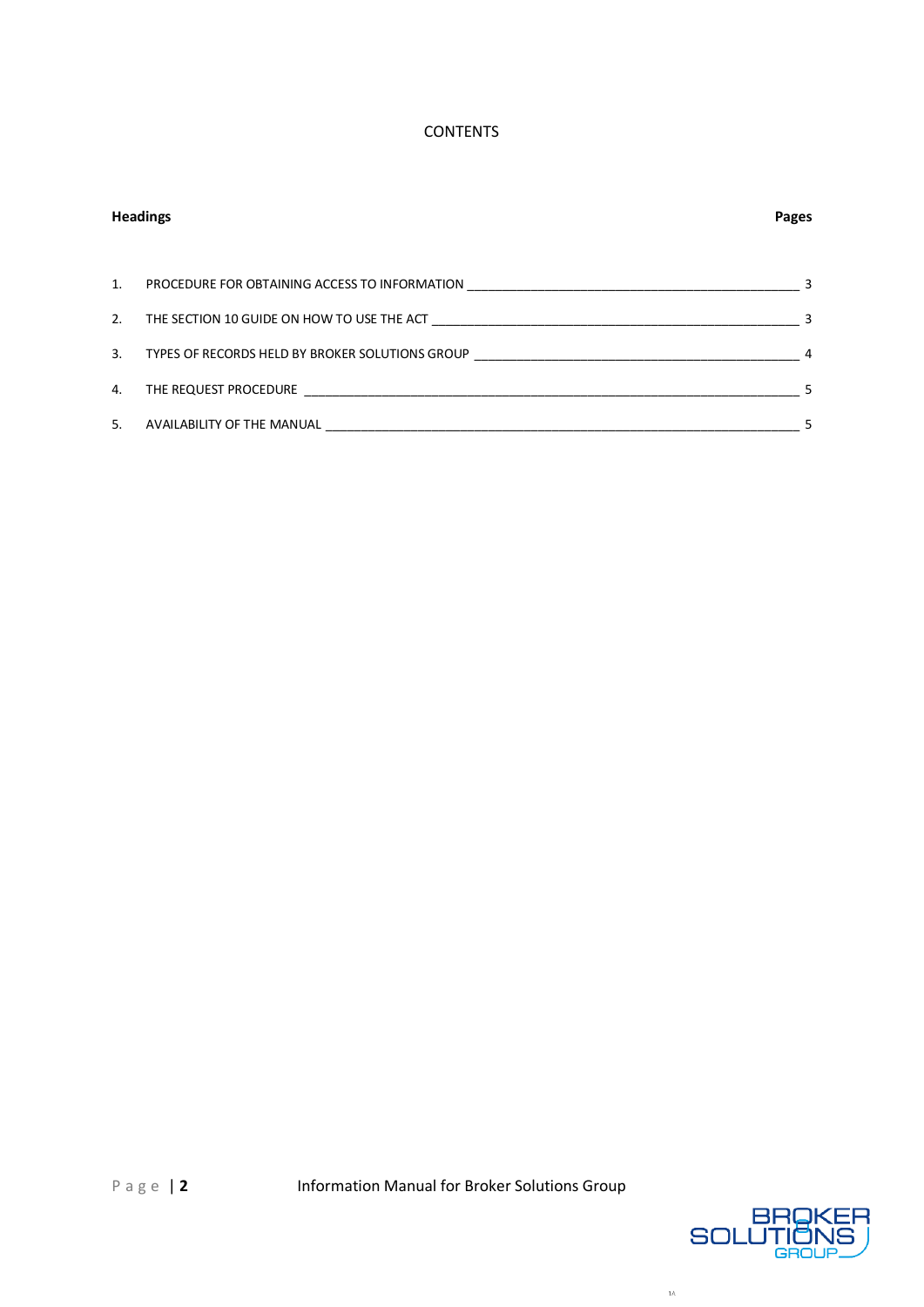# CONTENTS

| Headings | Pages |
| --- | --- |
| 1. PROCEDURE FOR OBTAINING ACCESS TO INFORMATION | 3 |
| 2. THE SECTION 10 GUIDE ON HOW TO USE THE ACT | 3 |
| 3. TYPES OF RECORDS HELD BY BROKER SOLUTIONS GROUP | 4 |
| 4. THE REQUEST PROCEDURE | 5 |
| 5. AVAILABILITY OF THE MANUAL | 5 |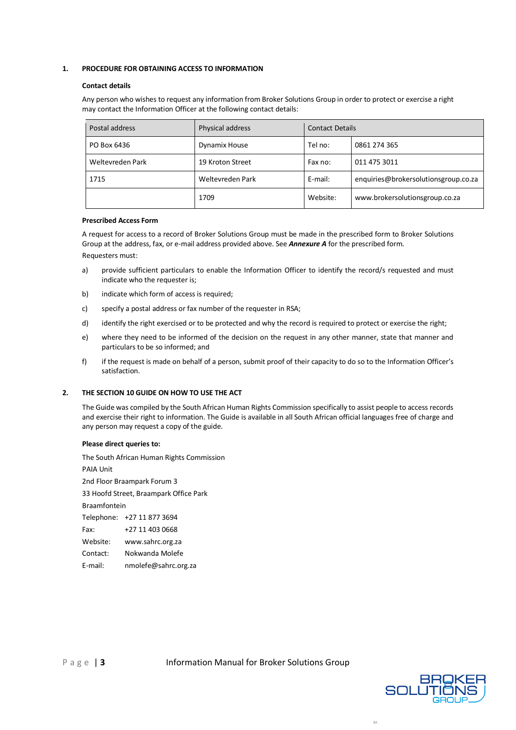## 1. PROCEDURE FOR OBTAINING ACCESS TO INFORMATION

**Contact details**

Any person who wishes to request any information from Broker Solutions Group in order to protect or exercise a right may contact the Information Officer at the following contact details:

| Postal address | Physical address | Contact Details | |
|---|---|---|---|
| PO Box 6436 | Dynamix House | Tel no: | 0861 274 365 |
| Weltevreden Park | 19 Kroton Street | Fax no: | 011 475 3011 |
| 1715 | Weltevreden Park | E-mail: | enquiries@brokersolutionsgroup.co.za |
| | 1709 | Website: | www.brokersolutionsgroup.co.za |

**Prescribed Access Form**

A request for access to a record of Broker Solutions Group must be made in the prescribed form to Broker Solutions Group at the address, fax, or e-mail address provided above. See ***Annexure A*** for the prescribed form.

Requesters must:

a) provide sufficient particulars to enable the Information Officer to identify the record/s requested and must indicate who the requester is;

b) indicate which form of access is required;

c) specify a postal address or fax number of the requester in RSA;

d) identify the right exercised or to be protected and why the record is required to protect or exercise the right;

e) where they need to be informed of the decision on the request in any other manner, state that manner and particulars to be so informed; and

f) if the request is made on behalf of a person, submit proof of their capacity to do so to the Information Officer's satisfaction.

## 2. THE SECTION 10 GUIDE ON HOW TO USE THE ACT

The Guide was compiled by the South African Human Rights Commission specifically to assist people to access records and exercise their right to information. The Guide is available in all South African official languages free of charge and any person may request a copy of the guide.

**Please direct queries to:**

The South African Human Rights Commission
PAIA Unit
2nd Floor Braampark Forum 3
33 Hoofd Street, Braampark Office Park
Braamfontein
Telephone: +27 11 877 3694
Fax: +27 11 403 0668
Website: www.sahrc.org.za
Contact: Nokwanda Molefe
E-mail: nmolefe@sahrc.org.za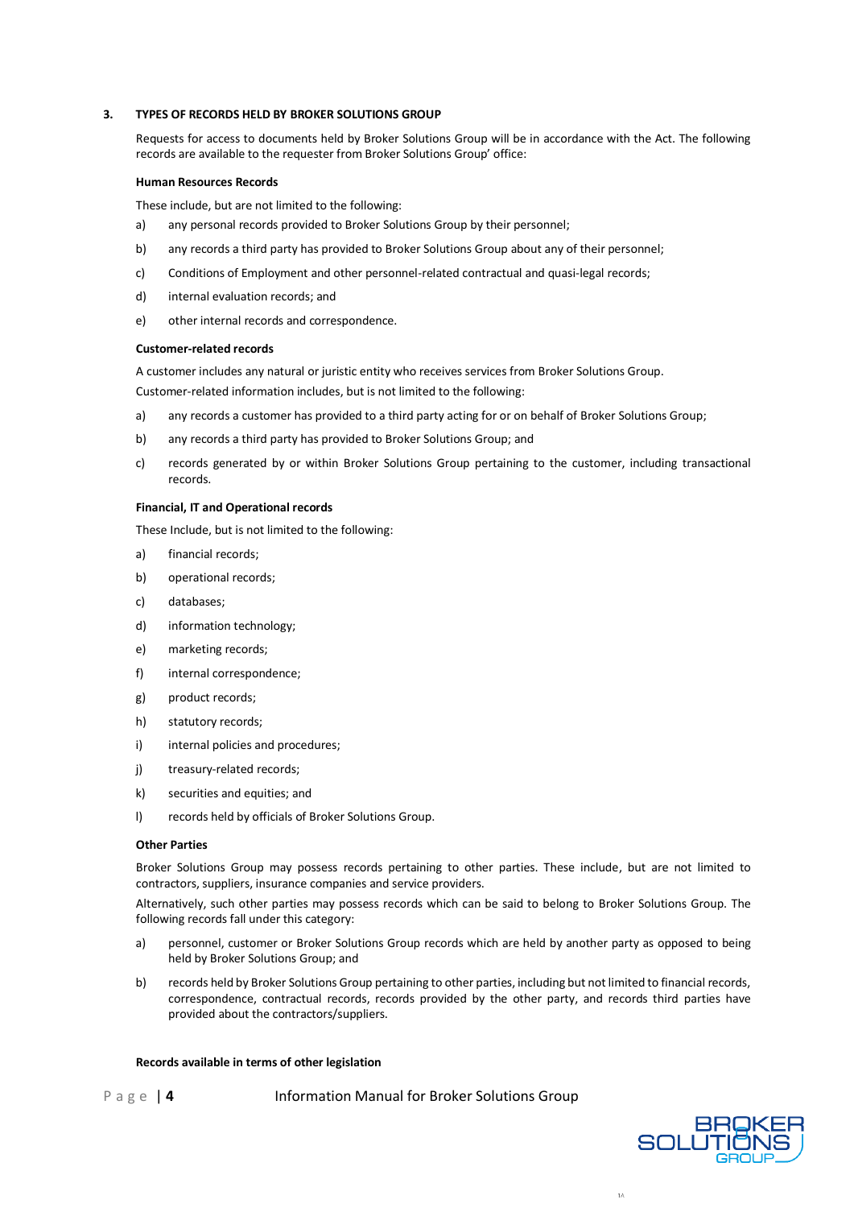## 3. TYPES OF RECORDS HELD BY BROKER SOLUTIONS GROUP

Requests for access to documents held by Broker Solutions Group will be in accordance with the Act. The following records are available to the requester from Broker Solutions Group' office:

**Human Resources Records**

These include, but are not limited to the following:

a) any personal records provided to Broker Solutions Group by their personnel;

b) any records a third party has provided to Broker Solutions Group about any of their personnel;

c) Conditions of Employment and other personnel-related contractual and quasi-legal records;

d) internal evaluation records; and

e) other internal records and correspondence.

**Customer-related records**

A customer includes any natural or juristic entity who receives services from Broker Solutions Group.

Customer-related information includes, but is not limited to the following:

a) any records a customer has provided to a third party acting for or on behalf of Broker Solutions Group;

b) any records a third party has provided to Broker Solutions Group; and

c) records generated by or within Broker Solutions Group pertaining to the customer, including transactional records.

**Financial, IT and Operational records**

These Include, but is not limited to the following:

a) financial records;

b) operational records;

c) databases;

d) information technology;

e) marketing records;

f) internal correspondence;

g) product records;

h) statutory records;

i) internal policies and procedures;

j) treasury-related records;

k) securities and equities; and

l) records held by officials of Broker Solutions Group.

**Other Parties**

Broker Solutions Group may possess records pertaining to other parties. These include, but are not limited to contractors, suppliers, insurance companies and service providers.

Alternatively, such other parties may possess records which can be said to belong to Broker Solutions Group. The following records fall under this category:

a) personnel, customer or Broker Solutions Group records which are held by another party as opposed to being held by Broker Solutions Group; and

b) records held by Broker Solutions Group pertaining to other parties, including but not limited to financial records, correspondence, contractual records, records provided by the other party, and records third parties have provided about the contractors/suppliers.

**Records available in terms of other legislation**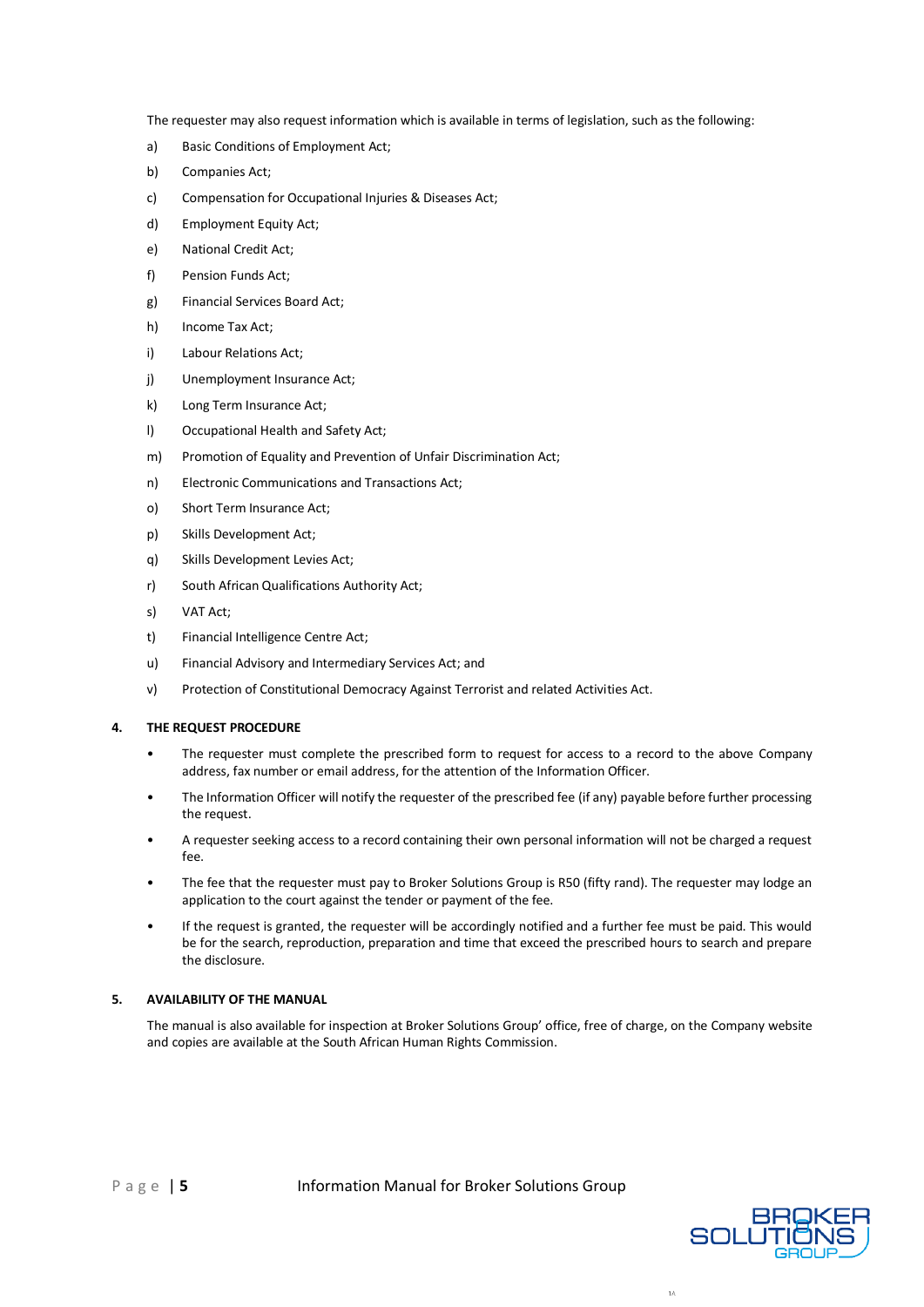The requester may also request information which is available in terms of legislation, such as the following:

a) Basic Conditions of Employment Act;

b) Companies Act;

c) Compensation for Occupational Injuries & Diseases Act;

d) Employment Equity Act;

e) National Credit Act;

f) Pension Funds Act;

g) Financial Services Board Act;

h) Income Tax Act;

i) Labour Relations Act;

j) Unemployment Insurance Act;

k) Long Term Insurance Act;

l) Occupational Health and Safety Act;

m) Promotion of Equality and Prevention of Unfair Discrimination Act;

n) Electronic Communications and Transactions Act;

o) Short Term Insurance Act;

p) Skills Development Act;

q) Skills Development Levies Act;

r) South African Qualifications Authority Act;

s) VAT Act;

t) Financial Intelligence Centre Act;

u) Financial Advisory and Intermediary Services Act; and

v) Protection of Constitutional Democracy Against Terrorist and related Activities Act.

## 4. THE REQUEST PROCEDURE

- The requester must complete the prescribed form to request for access to a record to the above Company address, fax number or email address, for the attention of the Information Officer.
- The Information Officer will notify the requester of the prescribed fee (if any) payable before further processing the request.
- A requester seeking access to a record containing their own personal information will not be charged a request fee.
- The fee that the requester must pay to Broker Solutions Group is R50 (fifty rand). The requester may lodge an application to the court against the tender or payment of the fee.
- If the request is granted, the requester will be accordingly notified and a further fee must be paid. This would be for the search, reproduction, preparation and time that exceed the prescribed hours to search and prepare the disclosure.

## 5. AVAILABILITY OF THE MANUAL

The manual is also available for inspection at Broker Solutions Group' office, free of charge, on the Company website and copies are available at the South African Human Rights Commission.